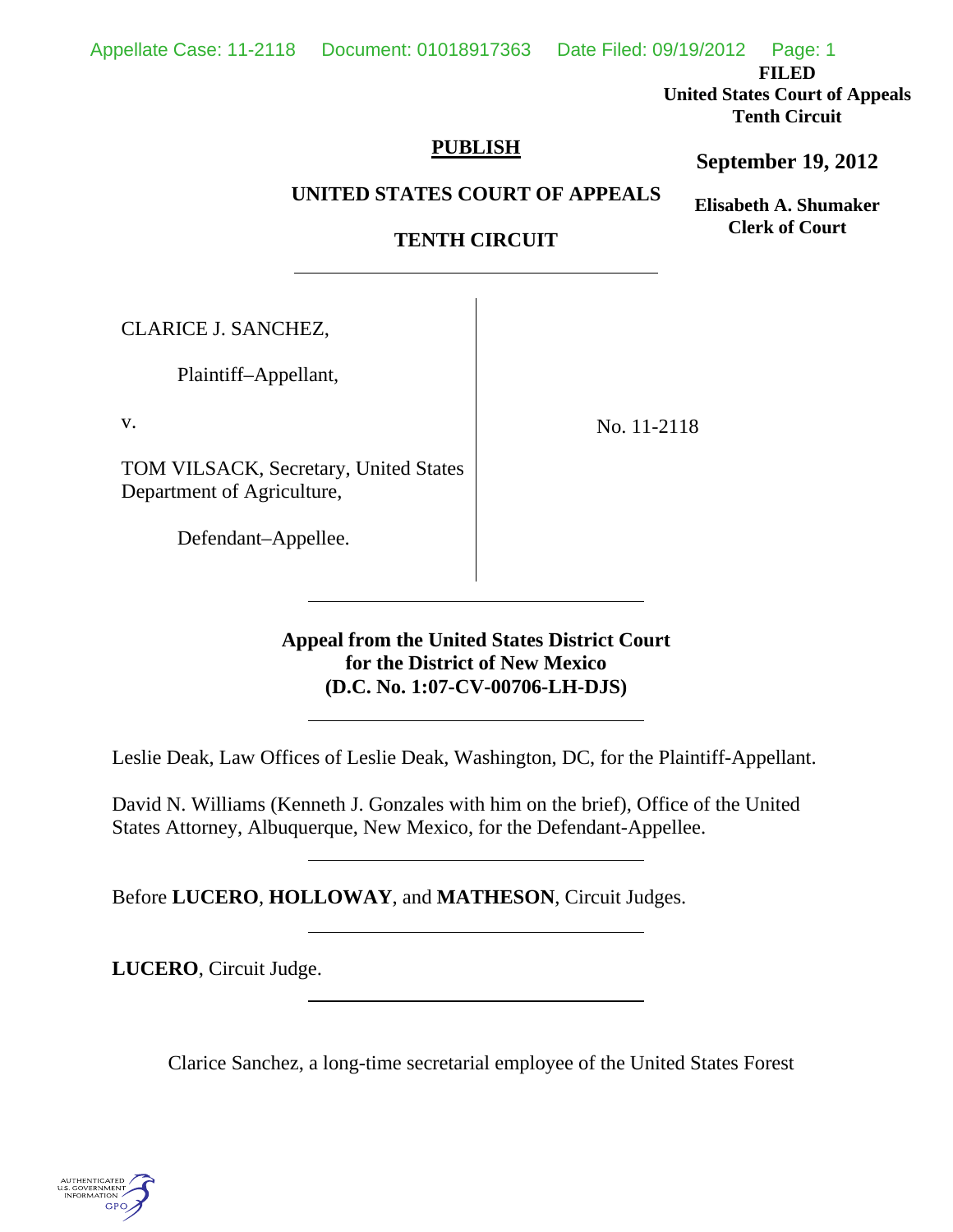FILED
United States Court of Appeals
Tenth Circuit

**September 19, 2012**

**Elisabeth A. Shumaker**
**Clerk of Court**

**PUBLISH**

**UNITED STATES COURT OF APPEALS**

**TENTH CIRCUIT**

---

CLARICE J. SANCHEZ,

Plaintiff–Appellant,

v.

TOM VILSACK, Secretary, United States Department of Agriculture,

Defendant–Appellee.

No. 11-2118

---

**Appeal from the United States District Court for the District of New Mexico (D.C. No. 1:07-CV-00706-LH-DJS)**

---

Leslie Deak, Law Offices of Leslie Deak, Washington, DC, for the Plaintiff-Appellant.

David N. Williams (Kenneth J. Gonzales with him on the brief), Office of the United States Attorney, Albuquerque, New Mexico, for the Defendant-Appellee.

---

Before **LUCERO**, **HOLLOWAY**, and **MATHESON**, Circuit Judges.

---

**LUCERO**, Circuit Judge.

---

Clarice Sanchez, a long-time secretarial employee of the United States Forest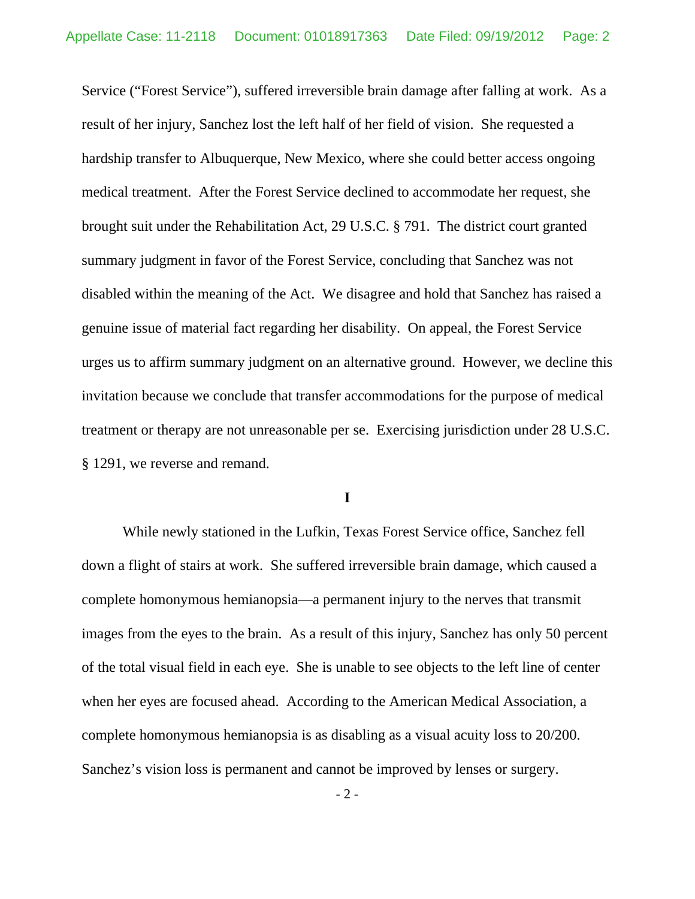Service ("Forest Service"), suffered irreversible brain damage after falling at work. As a result of her injury, Sanchez lost the left half of her field of vision. She requested a hardship transfer to Albuquerque, New Mexico, where she could better access ongoing medical treatment. After the Forest Service declined to accommodate her request, she brought suit under the Rehabilitation Act, 29 U.S.C. § 791. The district court granted summary judgment in favor of the Forest Service, concluding that Sanchez was not disabled within the meaning of the Act. We disagree and hold that Sanchez has raised a genuine issue of material fact regarding her disability. On appeal, the Forest Service urges us to affirm summary judgment on an alternative ground. However, we decline this invitation because we conclude that transfer accommodations for the purpose of medical treatment or therapy are not unreasonable per se. Exercising jurisdiction under 28 U.S.C. § 1291, we reverse and remand.

## I

While newly stationed in the Lufkin, Texas Forest Service office, Sanchez fell down a flight of stairs at work. She suffered irreversible brain damage, which caused a complete homonymous hemianopsia—a permanent injury to the nerves that transmit images from the eyes to the brain. As a result of this injury, Sanchez has only 50 percent of the total visual field in each eye. She is unable to see objects to the left line of center when her eyes are focused ahead. According to the American Medical Association, a complete homonymous hemianopsia is as disabling as a visual acuity loss to 20/200. Sanchez's vision loss is permanent and cannot be improved by lenses or surgery.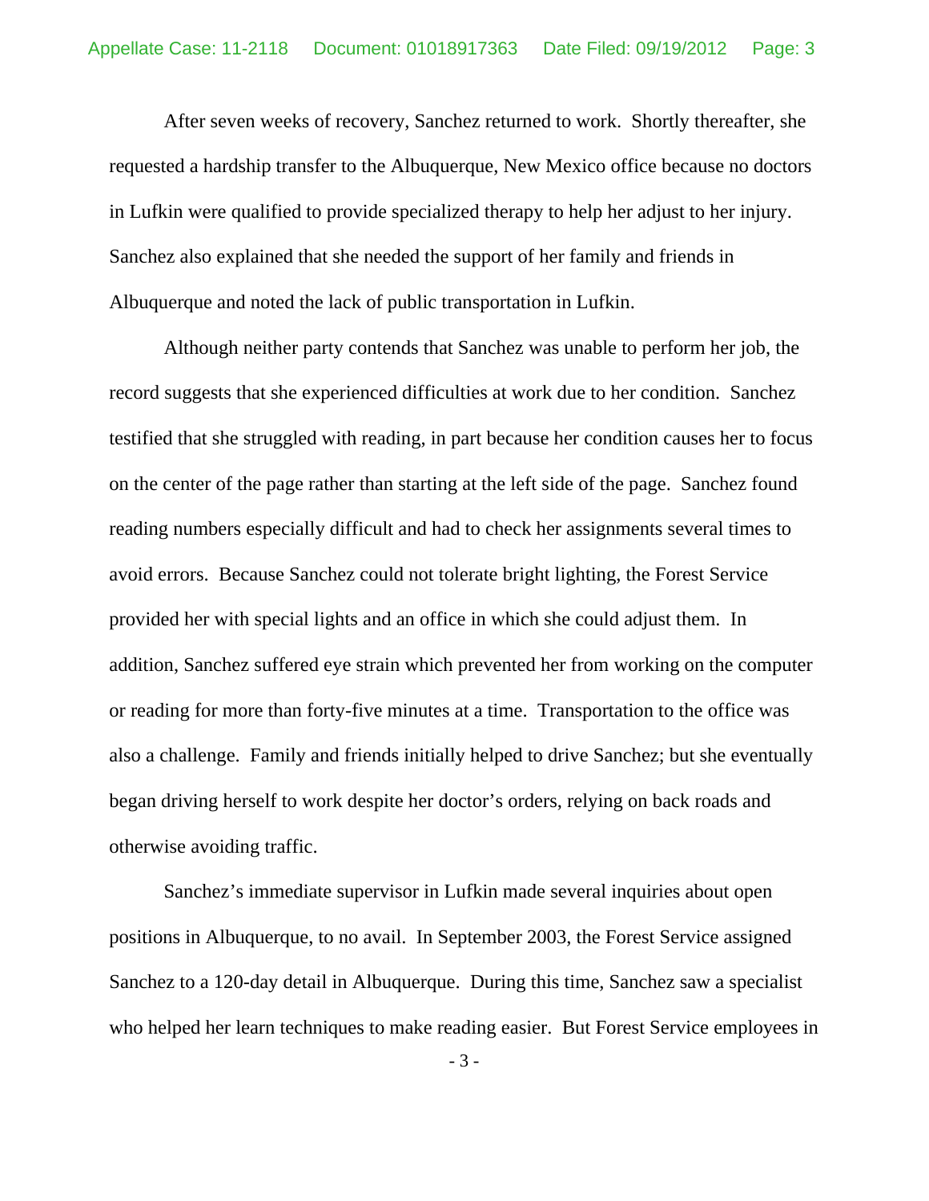After seven weeks of recovery, Sanchez returned to work. Shortly thereafter, she requested a hardship transfer to the Albuquerque, New Mexico office because no doctors in Lufkin were qualified to provide specialized therapy to help her adjust to her injury. Sanchez also explained that she needed the support of her family and friends in Albuquerque and noted the lack of public transportation in Lufkin.

Although neither party contends that Sanchez was unable to perform her job, the record suggests that she experienced difficulties at work due to her condition. Sanchez testified that she struggled with reading, in part because her condition causes her to focus on the center of the page rather than starting at the left side of the page. Sanchez found reading numbers especially difficult and had to check her assignments several times to avoid errors. Because Sanchez could not tolerate bright lighting, the Forest Service provided her with special lights and an office in which she could adjust them. In addition, Sanchez suffered eye strain which prevented her from working on the computer or reading for more than forty-five minutes at a time. Transportation to the office was also a challenge. Family and friends initially helped to drive Sanchez; but she eventually began driving herself to work despite her doctor's orders, relying on back roads and otherwise avoiding traffic.

Sanchez's immediate supervisor in Lufkin made several inquiries about open positions in Albuquerque, to no avail. In September 2003, the Forest Service assigned Sanchez to a 120-day detail in Albuquerque. During this time, Sanchez saw a specialist who helped her learn techniques to make reading easier. But Forest Service employees in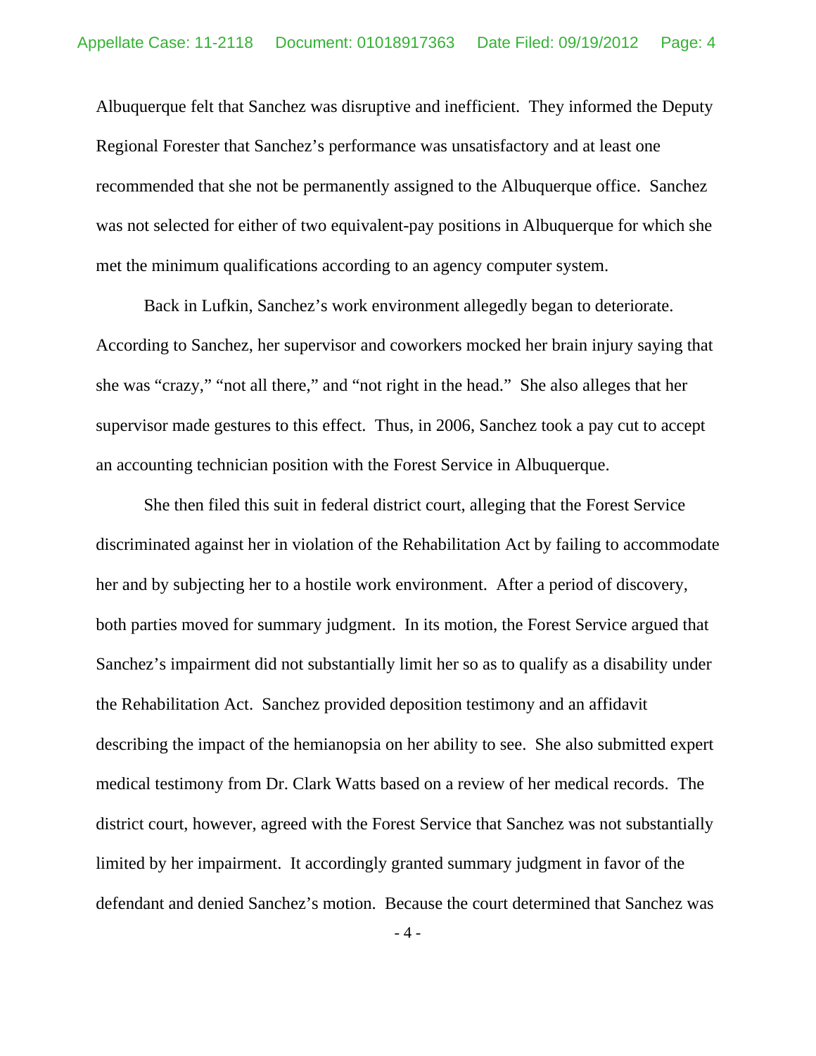Albuquerque felt that Sanchez was disruptive and inefficient. They informed the Deputy Regional Forester that Sanchez's performance was unsatisfactory and at least one recommended that she not be permanently assigned to the Albuquerque office. Sanchez was not selected for either of two equivalent-pay positions in Albuquerque for which she met the minimum qualifications according to an agency computer system.

Back in Lufkin, Sanchez's work environment allegedly began to deteriorate. According to Sanchez, her supervisor and coworkers mocked her brain injury saying that she was "crazy," "not all there," and "not right in the head." She also alleges that her supervisor made gestures to this effect. Thus, in 2006, Sanchez took a pay cut to accept an accounting technician position with the Forest Service in Albuquerque.

She then filed this suit in federal district court, alleging that the Forest Service discriminated against her in violation of the Rehabilitation Act by failing to accommodate her and by subjecting her to a hostile work environment. After a period of discovery, both parties moved for summary judgment. In its motion, the Forest Service argued that Sanchez's impairment did not substantially limit her so as to qualify as a disability under the Rehabilitation Act. Sanchez provided deposition testimony and an affidavit describing the impact of the hemianopsia on her ability to see. She also submitted expert medical testimony from Dr. Clark Watts based on a review of her medical records. The district court, however, agreed with the Forest Service that Sanchez was not substantially limited by her impairment. It accordingly granted summary judgment in favor of the defendant and denied Sanchez's motion. Because the court determined that Sanchez was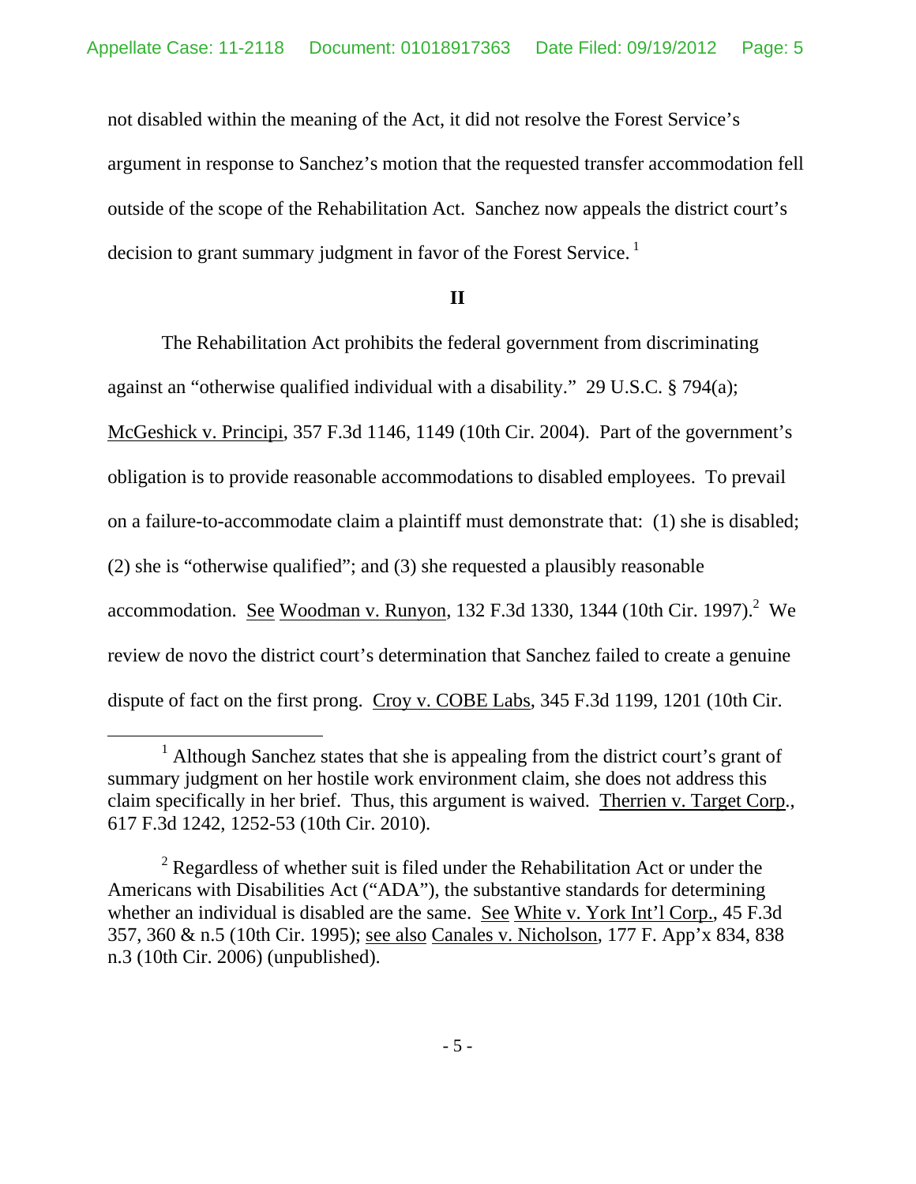not disabled within the meaning of the Act, it did not resolve the Forest Service's argument in response to Sanchez's motion that the requested transfer accommodation fell outside of the scope of the Rehabilitation Act. Sanchez now appeals the district court's decision to grant summary judgment in favor of the Forest Service. [1]

## II

The Rehabilitation Act prohibits the federal government from discriminating against an "otherwise qualified individual with a disability." 29 U.S.C. § 794(a); McGeshick v. Principi, 357 F.3d 1146, 1149 (10th Cir. 2004). Part of the government's obligation is to provide reasonable accommodations to disabled employees. To prevail on a failure-to-accommodate claim a plaintiff must demonstrate that: (1) she is disabled; (2) she is "otherwise qualified"; and (3) she requested a plausibly reasonable accommodation. See Woodman v. Runyon, 132 F.3d 1330, 1344 (10th Cir. 1997).[2] We review de novo the district court's determination that Sanchez failed to create a genuine dispute of fact on the first prong. Croy v. COBE Labs, 345 F.3d 1199, 1201 (10th Cir.

---

[1] Although Sanchez states that she is appealing from the district court's grant of summary judgment on her hostile work environment claim, she does not address this claim specifically in her brief. Thus, this argument is waived. Therrien v. Target Corp., 617 F.3d 1242, 1252-53 (10th Cir. 2010).

[2] Regardless of whether suit is filed under the Rehabilitation Act or under the Americans with Disabilities Act ("ADA"), the substantive standards for determining whether an individual is disabled are the same. See White v. York Int'l Corp., 45 F.3d 357, 360 & n.5 (10th Cir. 1995); see also Canales v. Nicholson, 177 F. App'x 834, 838 n.3 (10th Cir. 2006) (unpublished).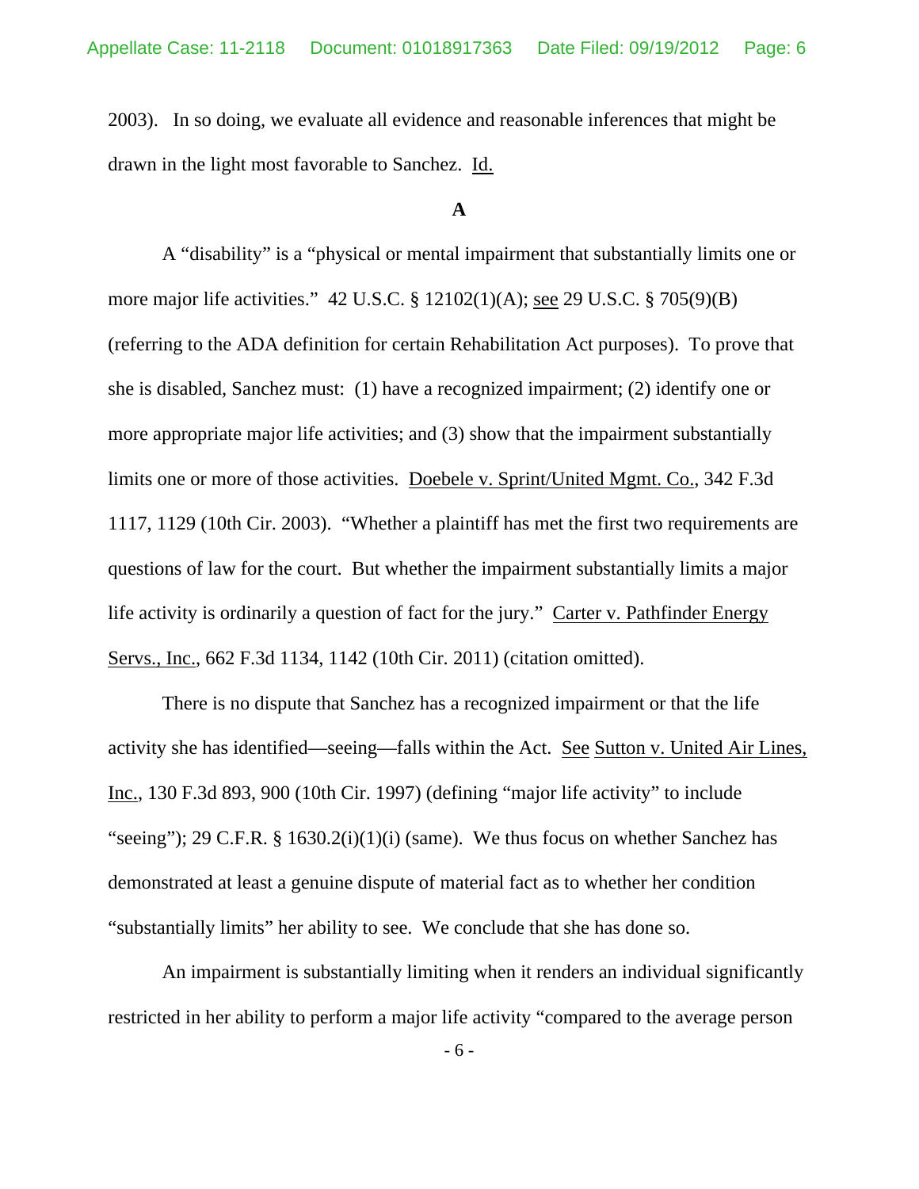2003). In so doing, we evaluate all evidence and reasonable inferences that might be drawn in the light most favorable to Sanchez. Id.

**A**

A "disability" is a "physical or mental impairment that substantially limits one or more major life activities." 42 U.S.C. § 12102(1)(A); see 29 U.S.C. § 705(9)(B) (referring to the ADA definition for certain Rehabilitation Act purposes). To prove that she is disabled, Sanchez must: (1) have a recognized impairment; (2) identify one or more appropriate major life activities; and (3) show that the impairment substantially limits one or more of those activities. Doebele v. Sprint/United Mgmt. Co., 342 F.3d 1117, 1129 (10th Cir. 2003). "Whether a plaintiff has met the first two requirements are questions of law for the court. But whether the impairment substantially limits a major life activity is ordinarily a question of fact for the jury." Carter v. Pathfinder Energy Servs., Inc., 662 F.3d 1134, 1142 (10th Cir. 2011) (citation omitted).

There is no dispute that Sanchez has a recognized impairment or that the life activity she has identified—seeing—falls within the Act. See Sutton v. United Air Lines, Inc., 130 F.3d 893, 900 (10th Cir. 1997) (defining "major life activity" to include "seeing"); 29 C.F.R. § 1630.2(i)(1)(i) (same). We thus focus on whether Sanchez has demonstrated at least a genuine dispute of material fact as to whether her condition "substantially limits" her ability to see. We conclude that she has done so.

An impairment is substantially limiting when it renders an individual significantly restricted in her ability to perform a major life activity "compared to the average person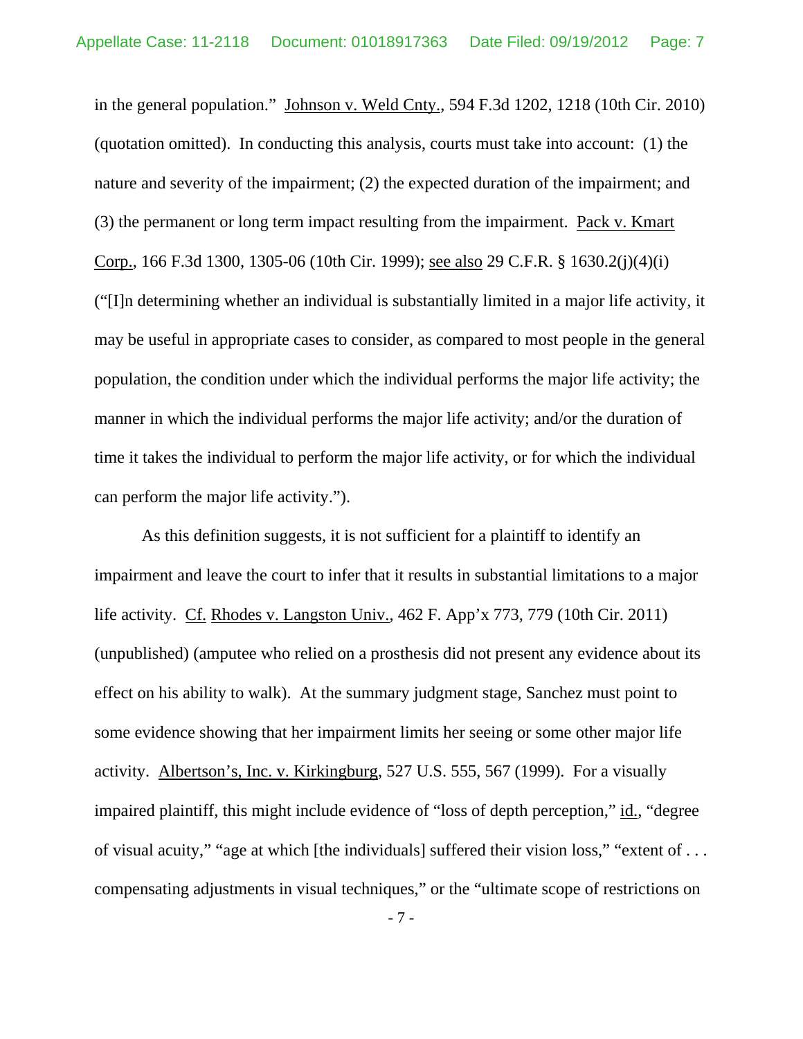in the general population." Johnson v. Weld Cnty., 594 F.3d 1202, 1218 (10th Cir. 2010) (quotation omitted). In conducting this analysis, courts must take into account: (1) the nature and severity of the impairment; (2) the expected duration of the impairment; and (3) the permanent or long term impact resulting from the impairment. Pack v. Kmart Corp., 166 F.3d 1300, 1305-06 (10th Cir. 1999); see also 29 C.F.R. § 1630.2(j)(4)(i) ("[I]n determining whether an individual is substantially limited in a major life activity, it may be useful in appropriate cases to consider, as compared to most people in the general population, the condition under which the individual performs the major life activity; the manner in which the individual performs the major life activity; and/or the duration of time it takes the individual to perform the major life activity, or for which the individual can perform the major life activity.").

As this definition suggests, it is not sufficient for a plaintiff to identify an impairment and leave the court to infer that it results in substantial limitations to a major life activity. Cf. Rhodes v. Langston Univ., 462 F. App'x 773, 779 (10th Cir. 2011) (unpublished) (amputee who relied on a prosthesis did not present any evidence about its effect on his ability to walk). At the summary judgment stage, Sanchez must point to some evidence showing that her impairment limits her seeing or some other major life activity. Albertson's, Inc. v. Kirkingburg, 527 U.S. 555, 567 (1999). For a visually impaired plaintiff, this might include evidence of "loss of depth perception," id., "degree of visual acuity," "age at which [the individuals] suffered their vision loss," "extent of . . . compensating adjustments in visual techniques," or the "ultimate scope of restrictions on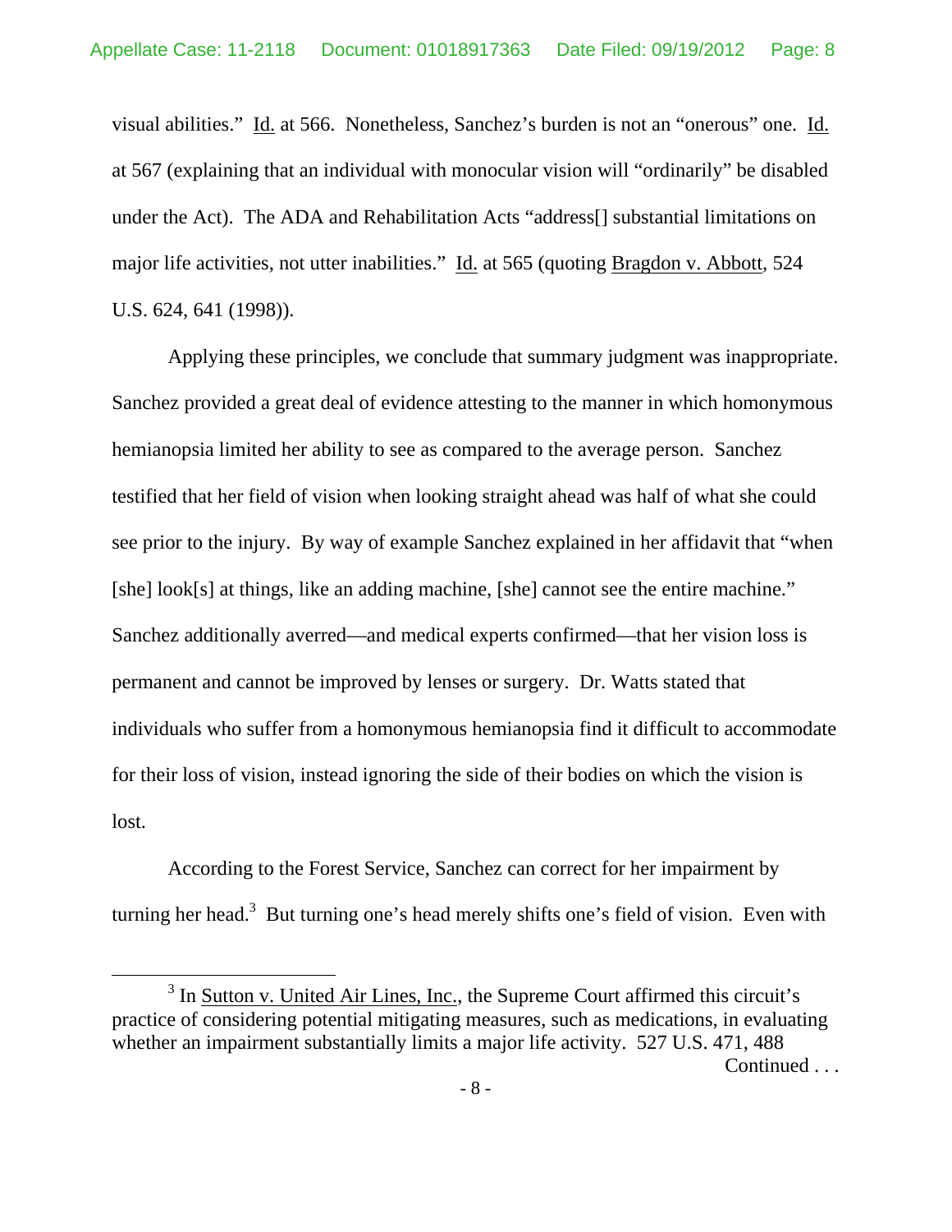visual abilities." Id. at 566. Nonetheless, Sanchez's burden is not an "onerous" one. Id. at 567 (explaining that an individual with monocular vision will "ordinarily" be disabled under the Act). The ADA and Rehabilitation Acts "address[] substantial limitations on major life activities, not utter inabilities." Id. at 565 (quoting Bragdon v. Abbott, 524 U.S. 624, 641 (1998)).

Applying these principles, we conclude that summary judgment was inappropriate. Sanchez provided a great deal of evidence attesting to the manner in which homonymous hemianopsia limited her ability to see as compared to the average person. Sanchez testified that her field of vision when looking straight ahead was half of what she could see prior to the injury. By way of example Sanchez explained in her affidavit that "when [she] look[s] at things, like an adding machine, [she] cannot see the entire machine." Sanchez additionally averred—and medical experts confirmed—that her vision loss is permanent and cannot be improved by lenses or surgery. Dr. Watts stated that individuals who suffer from a homonymous hemianopsia find it difficult to accommodate for their loss of vision, instead ignoring the side of their bodies on which the vision is lost.

According to the Forest Service, Sanchez can correct for her impairment by turning her head.[3] But turning one's head merely shifts one's field of vision. Even with

[3] In Sutton v. United Air Lines, Inc., the Supreme Court affirmed this circuit's practice of considering potential mitigating measures, such as medications, in evaluating whether an impairment substantially limits a major life activity. 527 U.S. 471, 488

Continued . . .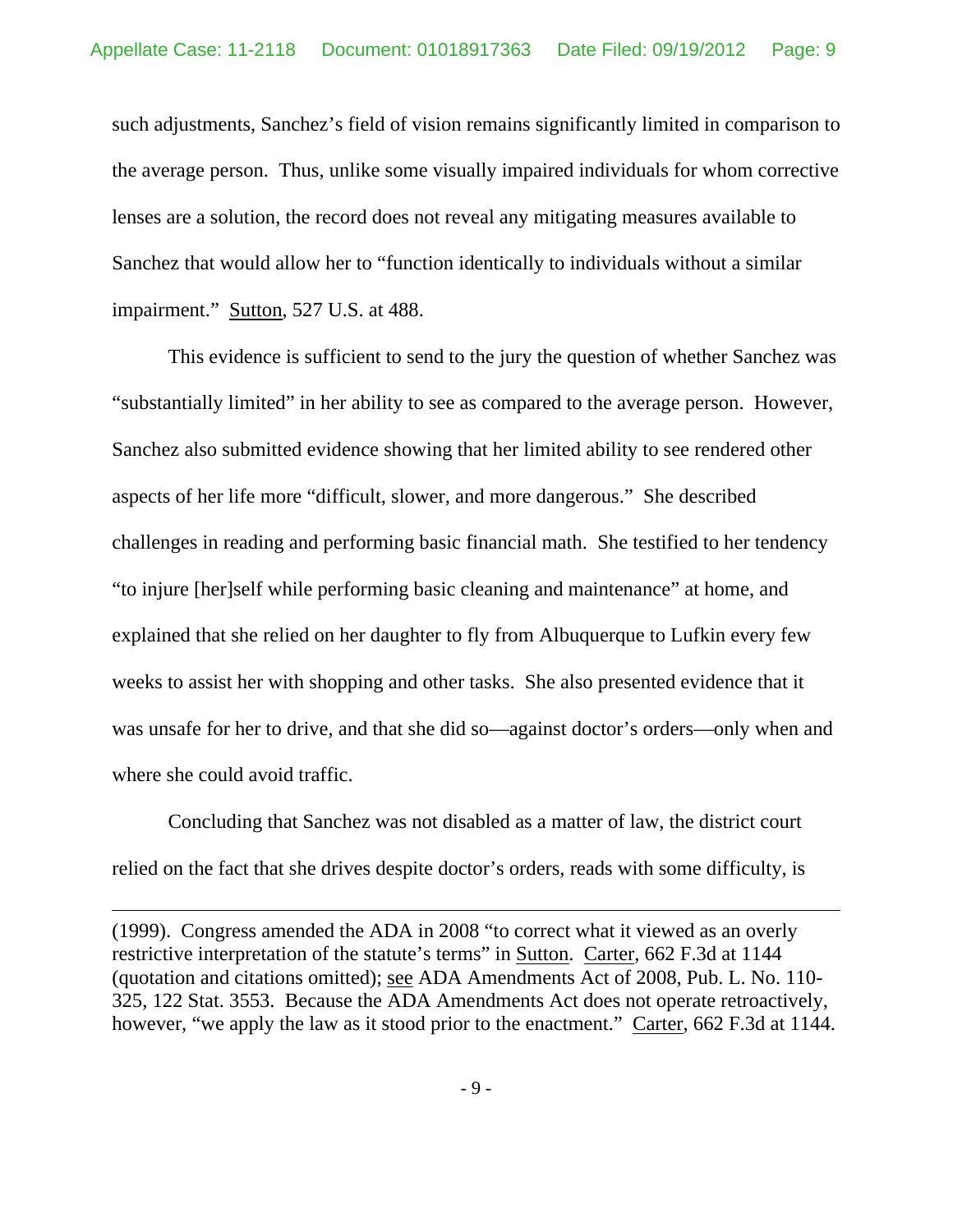such adjustments, Sanchez's field of vision remains significantly limited in comparison to the average person. Thus, unlike some visually impaired individuals for whom corrective lenses are a solution, the record does not reveal any mitigating measures available to Sanchez that would allow her to "function identically to individuals without a similar impairment." Sutton, 527 U.S. at 488.

This evidence is sufficient to send to the jury the question of whether Sanchez was "substantially limited" in her ability to see as compared to the average person. However, Sanchez also submitted evidence showing that her limited ability to see rendered other aspects of her life more "difficult, slower, and more dangerous." She described challenges in reading and performing basic financial math. She testified to her tendency "to injure [her]self while performing basic cleaning and maintenance" at home, and explained that she relied on her daughter to fly from Albuquerque to Lufkin every few weeks to assist her with shopping and other tasks. She also presented evidence that it was unsafe for her to drive, and that she did so—against doctor's orders—only when and where she could avoid traffic.

Concluding that Sanchez was not disabled as a matter of law, the district court relied on the fact that she drives despite doctor's orders, reads with some difficulty, is

---

(1999). Congress amended the ADA in 2008 "to correct what it viewed as an overly restrictive interpretation of the statute's terms" in Sutton. Carter, 662 F.3d at 1144 (quotation and citations omitted); see ADA Amendments Act of 2008, Pub. L. No. 110-325, 122 Stat. 3553. Because the ADA Amendments Act does not operate retroactively, however, "we apply the law as it stood prior to the enactment." Carter, 662 F.3d at 1144.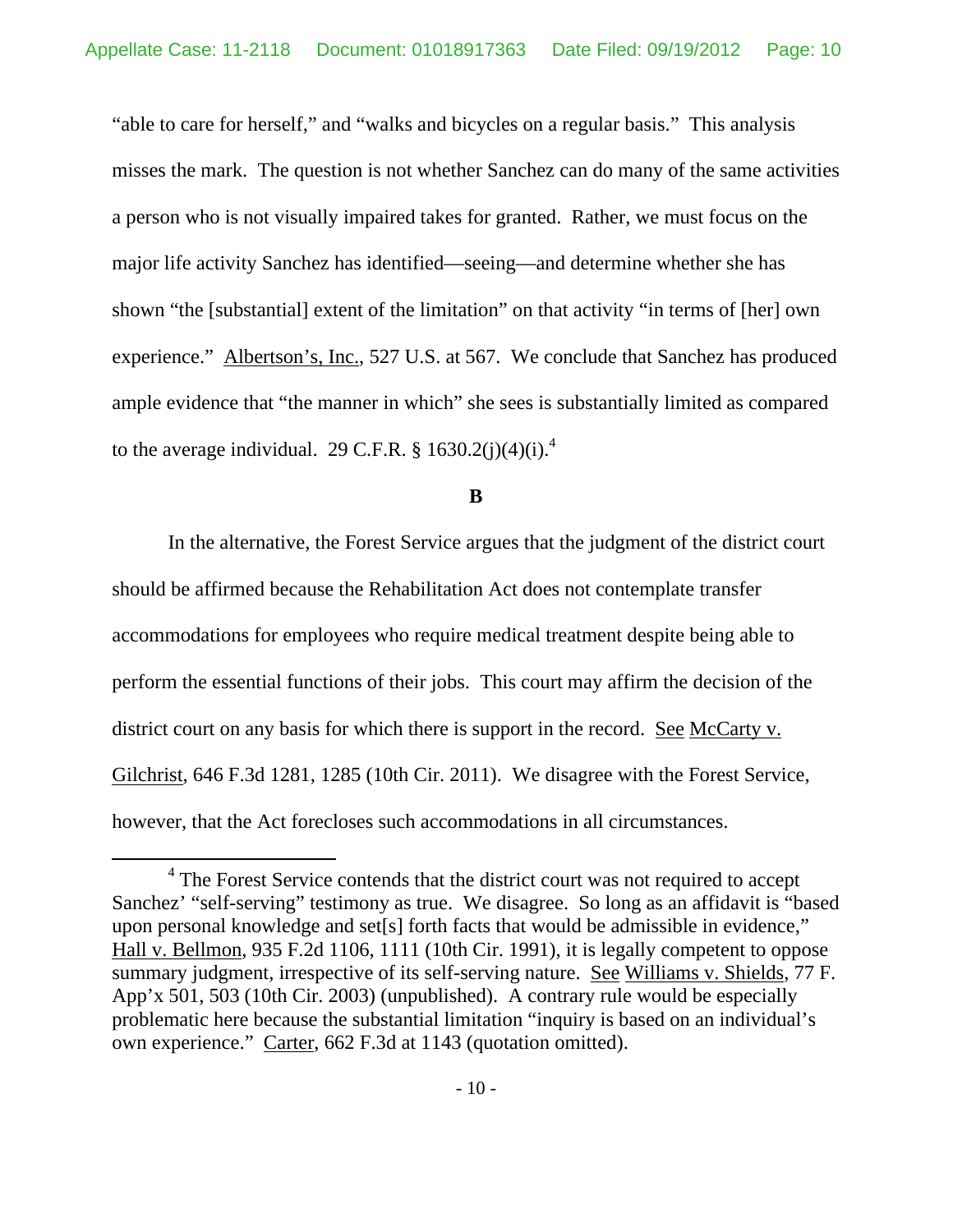"able to care for herself," and "walks and bicycles on a regular basis." This analysis misses the mark. The question is not whether Sanchez can do many of the same activities a person who is not visually impaired takes for granted. Rather, we must focus on the major life activity Sanchez has identified—seeing—and determine whether she has shown "the [substantial] extent of the limitation" on that activity "in terms of [her] own experience." Albertson's, Inc., 527 U.S. at 567. We conclude that Sanchez has produced ample evidence that "the manner in which" she sees is substantially limited as compared to the average individual. 29 C.F.R. § 1630.2(j)(4)(i).[4]

### B

In the alternative, the Forest Service argues that the judgment of the district court should be affirmed because the Rehabilitation Act does not contemplate transfer accommodations for employees who require medical treatment despite being able to perform the essential functions of their jobs. This court may affirm the decision of the district court on any basis for which there is support in the record. See McCarty v. Gilchrist, 646 F.3d 1281, 1285 (10th Cir. 2011). We disagree with the Forest Service, however, that the Act forecloses such accommodations in all circumstances.

---

[4] The Forest Service contends that the district court was not required to accept Sanchez' "self-serving" testimony as true. We disagree. So long as an affidavit is "based upon personal knowledge and set[s] forth facts that would be admissible in evidence," Hall v. Bellmon, 935 F.2d 1106, 1111 (10th Cir. 1991), it is legally competent to oppose summary judgment, irrespective of its self-serving nature. See Williams v. Shields, 77 F. App'x 501, 503 (10th Cir. 2003) (unpublished). A contrary rule would be especially problematic here because the substantial limitation "inquiry is based on an individual's own experience." Carter, 662 F.3d at 1143 (quotation omitted).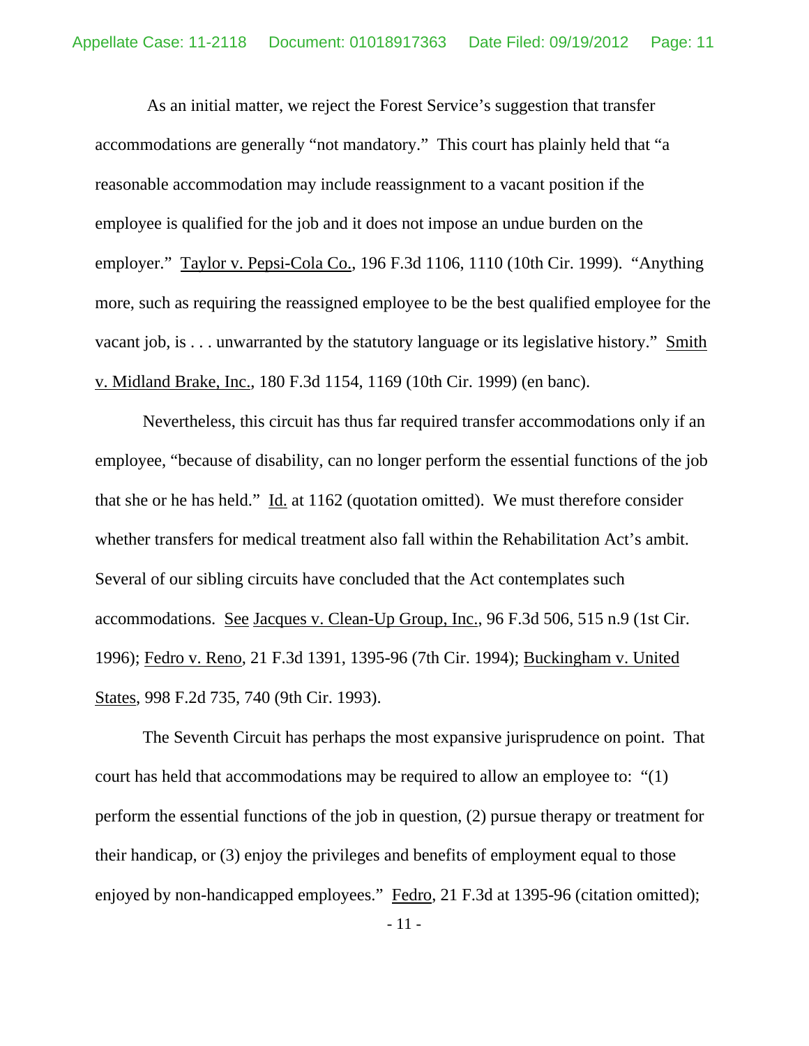As an initial matter, we reject the Forest Service's suggestion that transfer accommodations are generally "not mandatory." This court has plainly held that "a reasonable accommodation may include reassignment to a vacant position if the employee is qualified for the job and it does not impose an undue burden on the employer." Taylor v. Pepsi-Cola Co., 196 F.3d 1106, 1110 (10th Cir. 1999). "Anything more, such as requiring the reassigned employee to be the best qualified employee for the vacant job, is . . . unwarranted by the statutory language or its legislative history." Smith v. Midland Brake, Inc., 180 F.3d 1154, 1169 (10th Cir. 1999) (en banc).

Nevertheless, this circuit has thus far required transfer accommodations only if an employee, "because of disability, can no longer perform the essential functions of the job that she or he has held." Id. at 1162 (quotation omitted). We must therefore consider whether transfers for medical treatment also fall within the Rehabilitation Act's ambit. Several of our sibling circuits have concluded that the Act contemplates such accommodations. See Jacques v. Clean-Up Group, Inc., 96 F.3d 506, 515 n.9 (1st Cir. 1996); Fedro v. Reno, 21 F.3d 1391, 1395-96 (7th Cir. 1994); Buckingham v. United States, 998 F.2d 735, 740 (9th Cir. 1993).

The Seventh Circuit has perhaps the most expansive jurisprudence on point. That court has held that accommodations may be required to allow an employee to: "(1) perform the essential functions of the job in question, (2) pursue therapy or treatment for their handicap, or (3) enjoy the privileges and benefits of employment equal to those enjoyed by non-handicapped employees." Fedro, 21 F.3d at 1395-96 (citation omitted);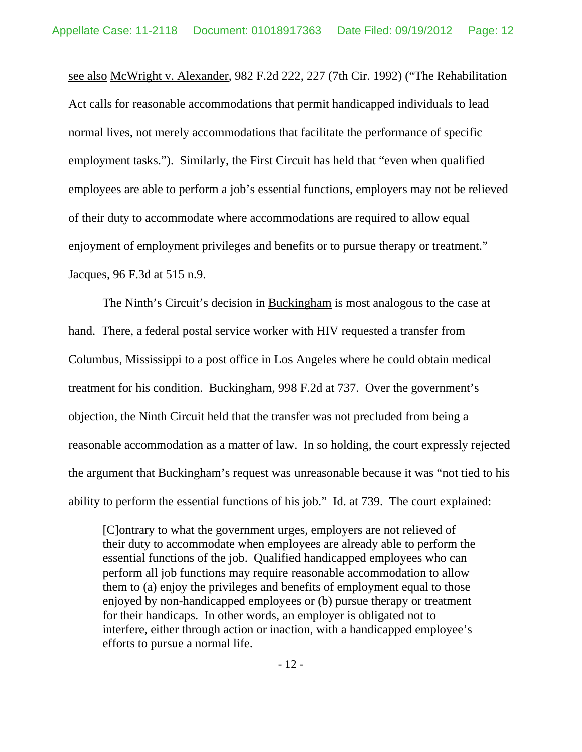see also McWright v. Alexander, 982 F.2d 222, 227 (7th Cir. 1992) ("The Rehabilitation Act calls for reasonable accommodations that permit handicapped individuals to lead normal lives, not merely accommodations that facilitate the performance of specific employment tasks."). Similarly, the First Circuit has held that "even when qualified employees are able to perform a job's essential functions, employers may not be relieved of their duty to accommodate where accommodations are required to allow equal enjoyment of employment privileges and benefits or to pursue therapy or treatment." Jacques, 96 F.3d at 515 n.9.

The Ninth's Circuit's decision in Buckingham is most analogous to the case at hand. There, a federal postal service worker with HIV requested a transfer from Columbus, Mississippi to a post office in Los Angeles where he could obtain medical treatment for his condition. Buckingham, 998 F.2d at 737. Over the government's objection, the Ninth Circuit held that the transfer was not precluded from being a reasonable accommodation as a matter of law. In so holding, the court expressly rejected the argument that Buckingham's request was unreasonable because it was "not tied to his ability to perform the essential functions of his job." Id. at 739. The court explained:

> [C]ontrary to what the government urges, employers are not relieved of their duty to accommodate when employees are already able to perform the essential functions of the job. Qualified handicapped employees who can perform all job functions may require reasonable accommodation to allow them to (a) enjoy the privileges and benefits of employment equal to those enjoyed by non-handicapped employees or (b) pursue therapy or treatment for their handicaps. In other words, an employer is obligated not to interfere, either through action or inaction, with a handicapped employee's efforts to pursue a normal life.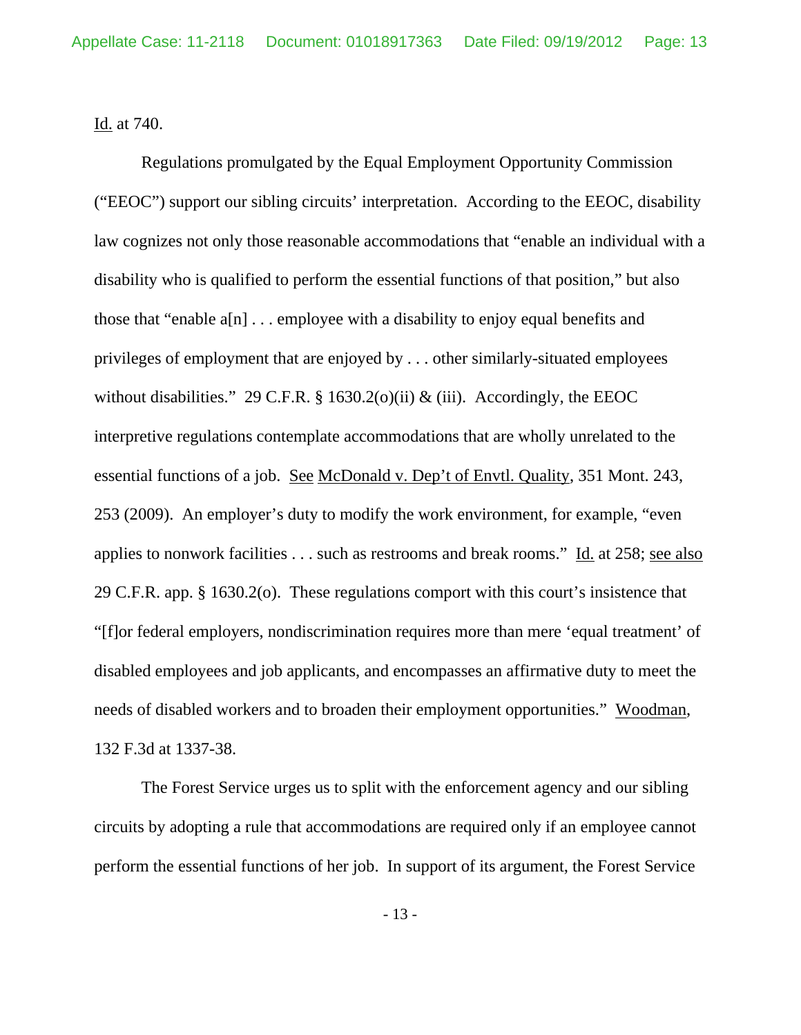Id. at 740.

Regulations promulgated by the Equal Employment Opportunity Commission ("EEOC") support our sibling circuits' interpretation. According to the EEOC, disability law cognizes not only those reasonable accommodations that "enable an individual with a disability who is qualified to perform the essential functions of that position," but also those that "enable a[n] . . . employee with a disability to enjoy equal benefits and privileges of employment that are enjoyed by . . . other similarly-situated employees without disabilities." 29 C.F.R. § 1630.2(o)(ii) & (iii). Accordingly, the EEOC interpretive regulations contemplate accommodations that are wholly unrelated to the essential functions of a job. See McDonald v. Dep't of Envtl. Quality, 351 Mont. 243, 253 (2009). An employer's duty to modify the work environment, for example, "even applies to nonwork facilities . . . such as restrooms and break rooms." Id. at 258; see also 29 C.F.R. app. § 1630.2(o). These regulations comport with this court's insistence that "[f]or federal employers, nondiscrimination requires more than mere 'equal treatment' of disabled employees and job applicants, and encompasses an affirmative duty to meet the needs of disabled workers and to broaden their employment opportunities." Woodman, 132 F.3d at 1337-38.

The Forest Service urges us to split with the enforcement agency and our sibling circuits by adopting a rule that accommodations are required only if an employee cannot perform the essential functions of her job. In support of its argument, the Forest Service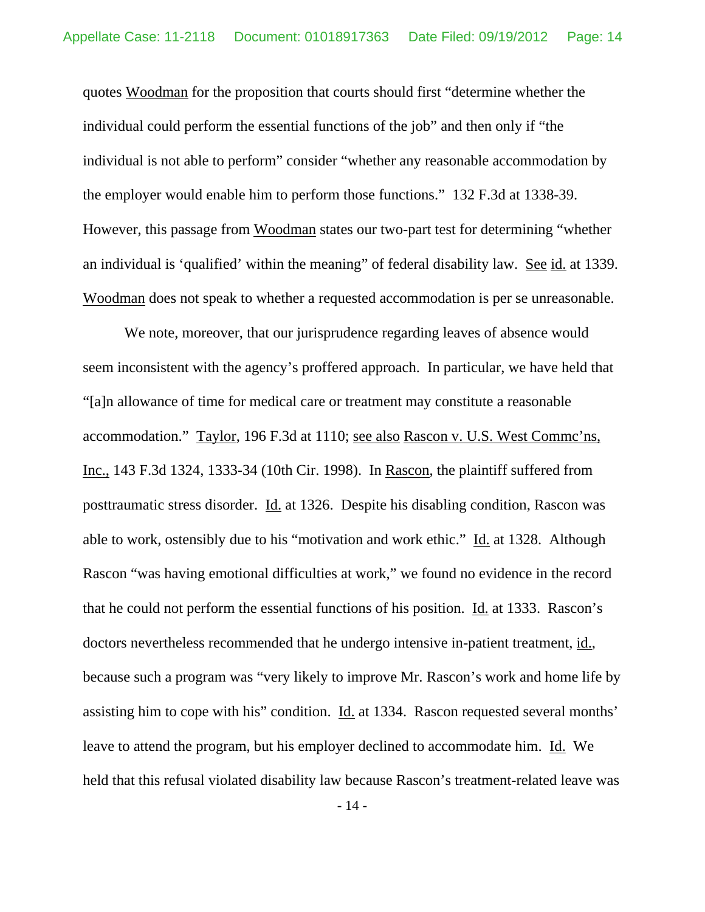quotes Woodman for the proposition that courts should first "determine whether the individual could perform the essential functions of the job" and then only if "the individual is not able to perform" consider "whether any reasonable accommodation by the employer would enable him to perform those functions." 132 F.3d at 1338-39. However, this passage from Woodman states our two-part test for determining "whether an individual is 'qualified' within the meaning" of federal disability law. See id. at 1339. Woodman does not speak to whether a requested accommodation is per se unreasonable.

We note, moreover, that our jurisprudence regarding leaves of absence would seem inconsistent with the agency's proffered approach. In particular, we have held that "[a]n allowance of time for medical care or treatment may constitute a reasonable accommodation." Taylor, 196 F.3d at 1110; see also Rascon v. U.S. West Commc'ns, Inc., 143 F.3d 1324, 1333-34 (10th Cir. 1998). In Rascon, the plaintiff suffered from posttraumatic stress disorder. Id. at 1326. Despite his disabling condition, Rascon was able to work, ostensibly due to his "motivation and work ethic." Id. at 1328. Although Rascon "was having emotional difficulties at work," we found no evidence in the record that he could not perform the essential functions of his position. Id. at 1333. Rascon's doctors nevertheless recommended that he undergo intensive in-patient treatment, id., because such a program was "very likely to improve Mr. Rascon's work and home life by assisting him to cope with his" condition. Id. at 1334. Rascon requested several months' leave to attend the program, but his employer declined to accommodate him. Id. We held that this refusal violated disability law because Rascon's treatment-related leave was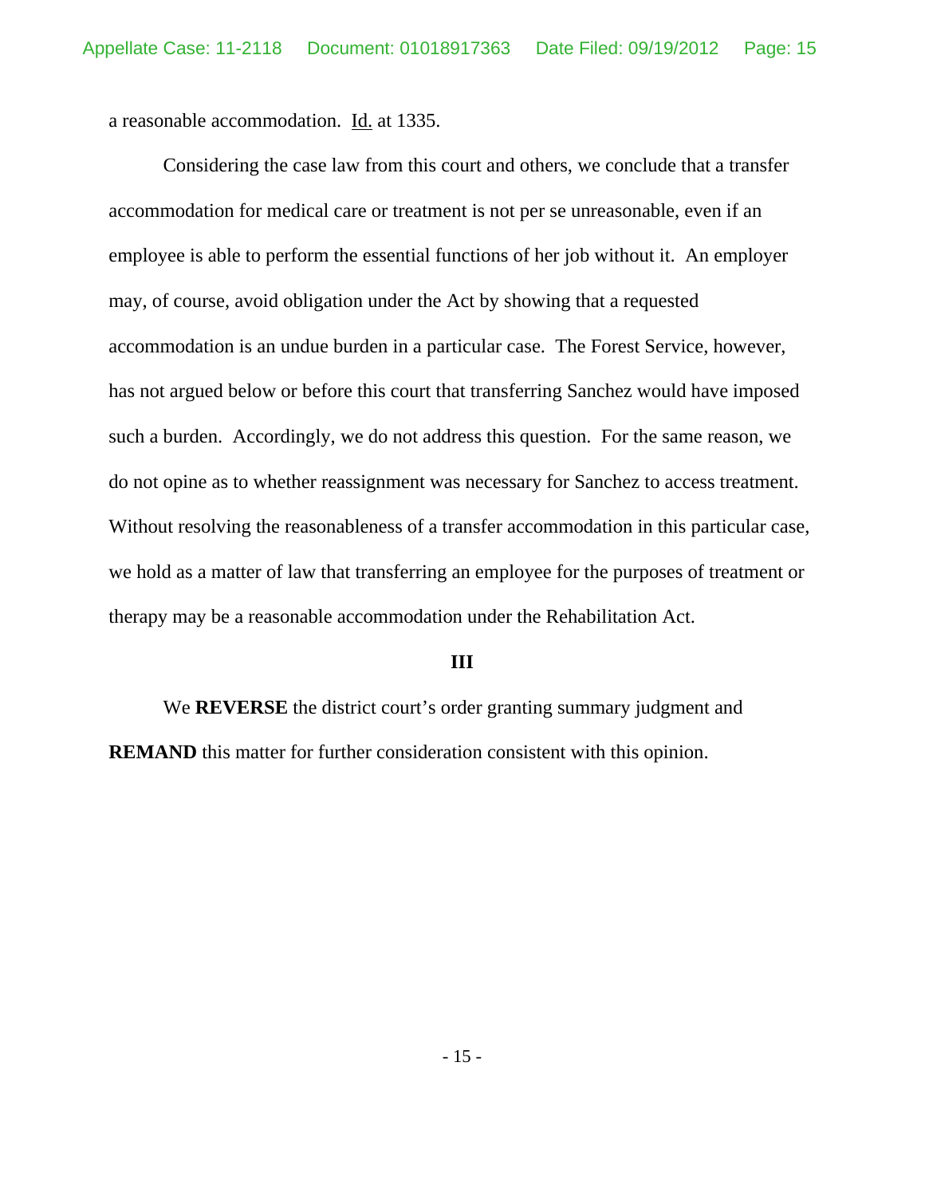a reasonable accommodation. Id. at 1335.

Considering the case law from this court and others, we conclude that a transfer accommodation for medical care or treatment is not per se unreasonable, even if an employee is able to perform the essential functions of her job without it. An employer may, of course, avoid obligation under the Act by showing that a requested accommodation is an undue burden in a particular case. The Forest Service, however, has not argued below or before this court that transferring Sanchez would have imposed such a burden. Accordingly, we do not address this question. For the same reason, we do not opine as to whether reassignment was necessary for Sanchez to access treatment. Without resolving the reasonableness of a transfer accommodation in this particular case, we hold as a matter of law that transferring an employee for the purposes of treatment or therapy may be a reasonable accommodation under the Rehabilitation Act.

## III

We **REVERSE** the district court's order granting summary judgment and **REMAND** this matter for further consideration consistent with this opinion.